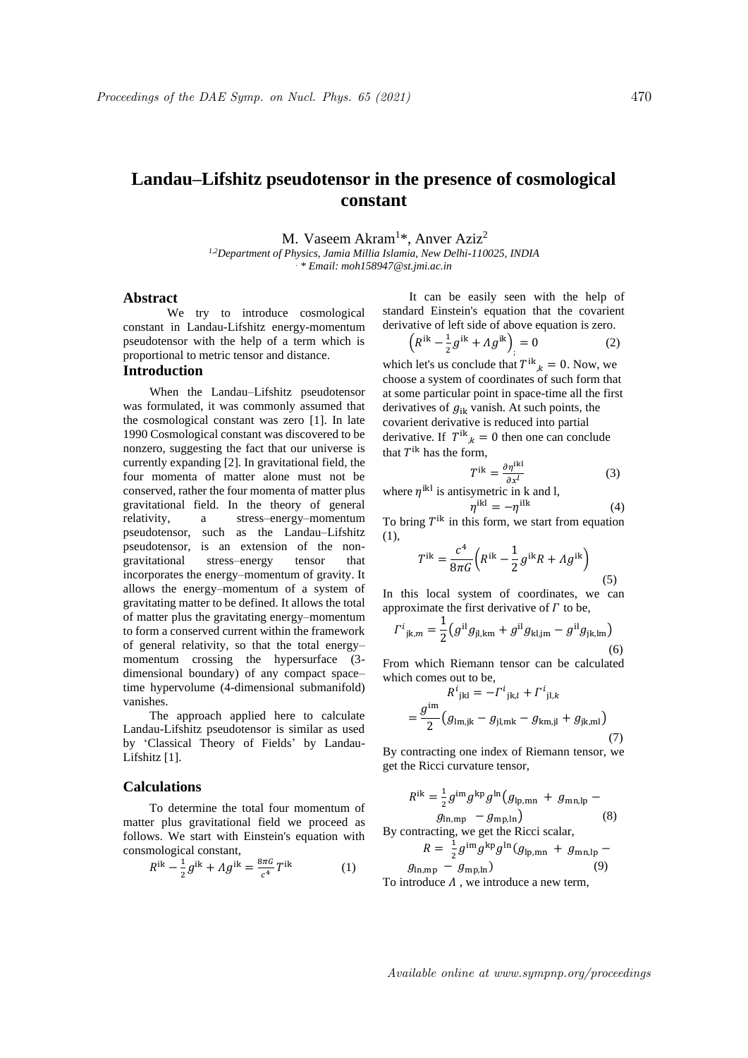# Landau–Lifshitz pseudotensor in the presence of cosmological constant

M. Vaseem Akram[1]*, Anver Aziz[2]

[1,2]*Department of Physics, Jamia Millia Islamia, New Delhi-110025, INDIA*

*\* Email: moh158947@st.jmi.ac.in*

## Abstract

We try to introduce cosmological constant in Landau-Lifshitz energy-momentum pseudotensor with the help of a term which is proportional to metric tensor and distance.

## Introduction

When the Landau–Lifshitz pseudotensor was formulated, it was commonly assumed that the cosmological constant was zero [1]. In late 1990 Cosmological constant was discovered to be nonzero, suggesting the fact that our universe is currently expanding [2]. In gravitational field, the four momenta of matter alone must not be conserved, rather the four momenta of matter plus gravitational field. In the theory of general relativity, a stress–energy–momentum pseudotensor, such as the Landau–Lifshitz pseudotensor, is an extension of the non-gravitational stress–energy tensor that incorporates the energy–momentum of gravity. It allows the energy–momentum of a system of gravitating matter to be defined. It allows the total of matter plus the gravitating energy–momentum to form a conserved current within the framework of general relativity, so that the total energy–momentum crossing the hypersurface (3-dimensional boundary) of any compact space–time hypervolume (4-dimensional submanifold) vanishes.

The approach applied here to calculate Landau-Lifshitz pseudotensor is similar as used by 'Classical Theory of Fields' by Landau-Lifshitz [1].

## Calculations

To determine the total four momentum of matter plus gravitational field we proceed as follows. We start with Einstein's equation with consmological constant,

$$R^{\mathrm{ik}} - \frac{1}{2}g^{\mathrm{ik}} + \Lambda g^{\mathrm{ik}} = \frac{8\pi G}{c^4}T^{\mathrm{ik}} \tag{1}$$

It can be easily seen with the help of standard Einstein's equation that the covarient derivative of left side of above equation is zero.

$$\left(R^{\mathrm{ik}} - \frac{1}{2}g^{\mathrm{ik}} + \Lambda g^{\mathrm{ik}}\right)_{;} = 0 \tag{2}$$

which let's us conclude that $T^{\mathrm{ik}}{}_{,k} = 0$. Now, we choose a system of coordinates of such form that at some particular point in space-time all the first derivatives of $g_{\mathrm{ik}}$ vanish. At such points, the covarient derivative is reduced into partial derivative. If $T^{\mathrm{ik}}{}_{,k} = 0$ then one can conclude that $T^{\mathrm{ik}}$ has the form,

$$T^{\mathrm{ik}} = \frac{\partial \eta^{\mathrm{ikl}}}{\partial x^l} \tag{3}$$

where $\eta^{\mathrm{ikl}}$ is antisymetric in k and l,

$$\eta^{\mathrm{ikl}} = -\eta^{\mathrm{ilk}} \tag{4}$$

To bring $T^{\mathrm{ik}}$ in this form, we start from equation (1),

$$T^{\mathrm{ik}} = \frac{c^4}{8\pi G}\left(R^{\mathrm{ik}} - \frac{1}{2}g^{\mathrm{ik}}R + \Lambda g^{\mathrm{ik}}\right) \tag{5}$$

In this local system of coordinates, we can approximate the first derivative of $\Gamma$ to be,

$$\Gamma^{i}{}_{\mathrm{jk},m} = \frac{1}{2}\left(g^{\mathrm{il}}g_{\mathrm{jl,km}} + g^{\mathrm{il}}g_{\mathrm{kl,jm}} - g^{\mathrm{il}}g_{\mathrm{jk,lm}}\right) \tag{6}$$

From which Riemann tensor can be calculated which comes out to be,

$$R^{i}{}_{\mathrm{jkl}} = -\Gamma^{i}{}_{\mathrm{jk},l} + \Gamma^{i}{}_{\mathrm{jl},k}$$

$$= \frac{g^{\mathrm{im}}}{2}\left(g_{\mathrm{lm,jk}} - g_{\mathrm{jl,mk}} - g_{\mathrm{km,jl}} + g_{\mathrm{jk,ml}}\right) \tag{7}$$

By contracting one index of Riemann tensor, we get the Ricci curvature tensor,

$$R^{\mathrm{ik}} = \frac{1}{2}g^{\mathrm{im}}g^{\mathrm{kp}}g^{\mathrm{ln}}\left(g_{\mathrm{lp,mn}} + g_{\mathrm{mn,lp}} - g_{\mathrm{ln,mp}} - g_{\mathrm{mp,ln}}\right) \tag{8}$$

By contracting, we get the Ricci scalar,

$$R = \frac{1}{2}g^{\mathrm{im}}g^{\mathrm{kp}}g^{\mathrm{ln}}\left(g_{\mathrm{lp,mn}} + g_{\mathrm{mn,lp}} - g_{\mathrm{ln,mp}} - g_{\mathrm{mp,ln}}\right) \tag{9}$$

To introduce $\Lambda$ , we introduce a new term,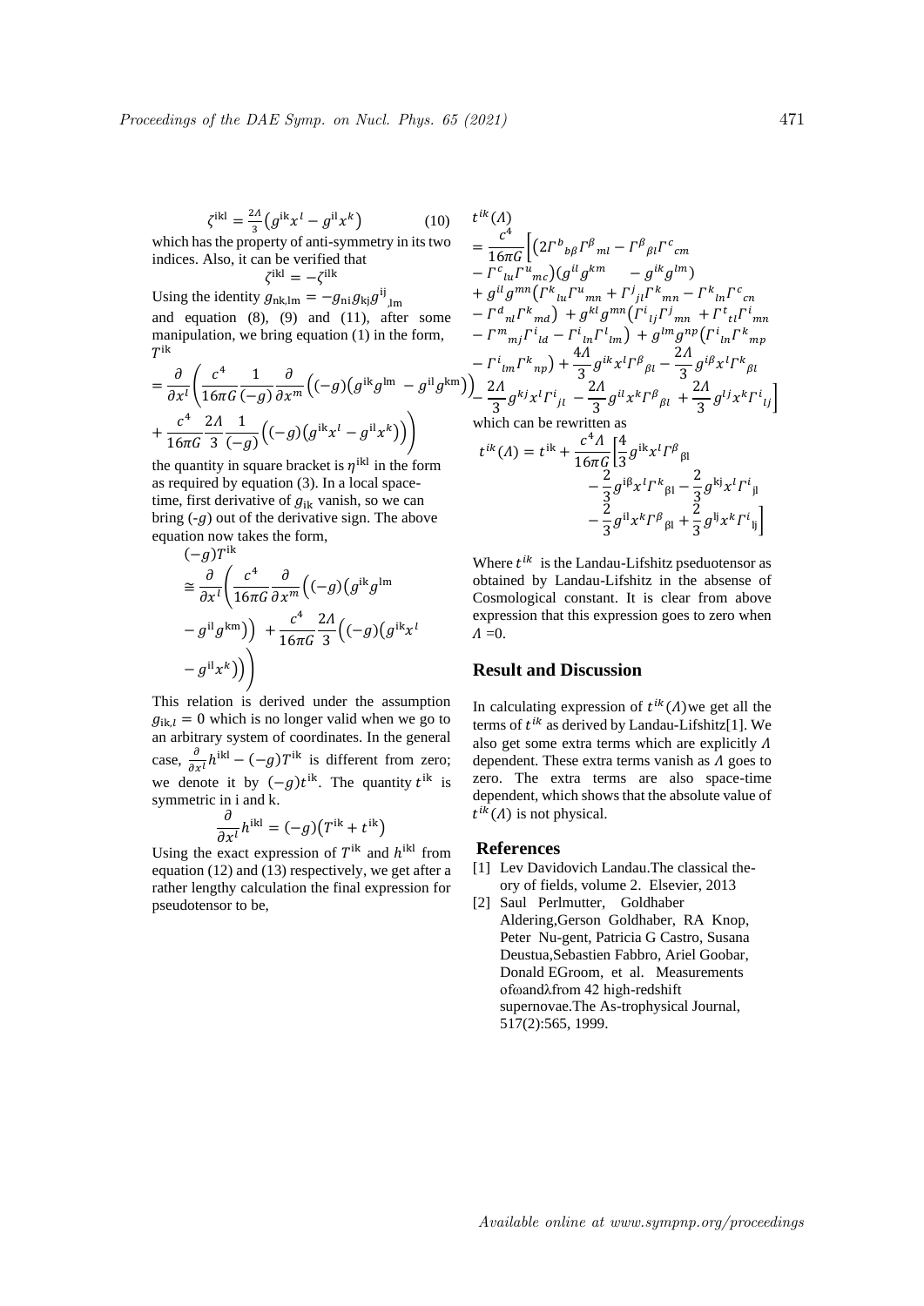$$\zeta^{\mathrm{ikl}} = \frac{2\Lambda}{3}\left(g^{\mathrm{ik}}x^{l} - g^{\mathrm{il}}x^{k}\right) \qquad (10)$$

which has the property of anti-symmetry in its two indices. Also, it can be verified that

$$\zeta^{\mathrm{ikl}} = -\zeta^{\mathrm{ilk}}$$

Using the identity $g_{\mathrm{nk,lm}} = -g_{\mathrm{ni}}g_{\mathrm{kj}}g^{\mathrm{ij}}{}_{,\mathrm{lm}}$ and equation (8), (9) and (11), after some manipulation, we bring equation (1) in the form,

$$T^{\mathrm{ik}} = \frac{\partial}{\partial x^{l}}\left(\frac{c^4}{16\pi G}\frac{1}{(-g)}\frac{\partial}{\partial x^{m}}\left((-g)\left(g^{\mathrm{ik}}g^{\mathrm{lm}} - g^{\mathrm{il}}g^{\mathrm{km}}\right)\right) + \frac{c^4}{16\pi G}\frac{2\Lambda}{3}\frac{1}{(-g)}\left((-g)\left(g^{\mathrm{ik}}x^{l} - g^{\mathrm{il}}x^{k}\right)\right)\right)$$

the quantity in square bracket is $\eta^{\mathrm{ikl}}$ in the form as required by equation (3). In a local space-time, first derivative of $g_{\mathrm{ik}}$ vanish, so we can bring $(-g)$ out of the derivative sign. The above equation now takes the form,

$$(-g)T^{\mathrm{ik}} \cong \frac{\partial}{\partial x^{l}}\left(\frac{c^4}{16\pi G}\frac{\partial}{\partial x^{m}}\left((-g)\left(g^{\mathrm{ik}}g^{\mathrm{lm}} - g^{\mathrm{il}}g^{\mathrm{km}}\right)\right) + \frac{c^4}{16\pi G}\frac{2\Lambda}{3}\left((-g)\left(g^{\mathrm{ik}}x^{l} - g^{\mathrm{il}}x^{k}\right)\right)\right)$$

This relation is derived under the assumption $g_{\mathrm{ik},l} = 0$ which is no longer valid when we go to an arbitrary system of coordinates. In the general case, $\frac{\partial}{\partial x^{l}}h^{\mathrm{ikl}} - (-g)T^{\mathrm{ik}}$ is different from zero; we denote it by $(-g)t^{\mathrm{ik}}$. The quantity $t^{\mathrm{ik}}$ is symmetric in i and k.

$$\frac{\partial}{\partial x^{l}}h^{\mathrm{ikl}} = (-g)\left(T^{\mathrm{ik}} + t^{\mathrm{ik}}\right)$$

Using the exact expression of $T^{\mathrm{ik}}$ and $h^{\mathrm{ikl}}$ from equation (12) and (13) respectively, we get after a rather lengthy calculation the final expression for pseudotensor to be,

$$\begin{aligned}
t^{ik}(\Lambda) = \frac{c^4}{16\pi G}\Big[&\left(2\Gamma^{b}{}_{b\beta}\Gamma^{\beta}{}_{ml} - \Gamma^{\beta}{}_{\beta l}\Gamma^{c}{}_{cm} - \Gamma^{c}{}_{lu}\Gamma^{u}{}_{mc}\right)\left(g^{il}g^{km} - g^{ik}g^{lm}\right) \\
&+ g^{il}g^{mn}\left(\Gamma^{k}{}_{lu}\Gamma^{u}{}_{mn} + \Gamma^{j}{}_{jl}\Gamma^{k}{}_{mn} - \Gamma^{k}{}_{ln}\Gamma^{c}{}_{cn} - \Gamma^{d}{}_{nl}\Gamma^{k}{}_{md}\right) + g^{kl}g^{mn}\left(\Gamma^{i}{}_{lj}\Gamma^{j}{}_{mn} + \Gamma^{t}{}_{tl}\Gamma^{i}{}_{mn} - \Gamma^{m}{}_{mj}\Gamma^{i}{}_{ld} - \Gamma^{i}{}_{ln}\Gamma^{l}{}_{lm}\right) \\
&+ g^{lm}g^{np}\left(\Gamma^{i}{}_{ln}\Gamma^{k}{}_{mp} - \Gamma^{i}{}_{lm}\Gamma^{k}{}_{np}\right) + \frac{4\Lambda}{3}g^{ik}x^{l}\Gamma^{\beta}{}_{\beta l} - \frac{2\Lambda}{3}g^{i\beta}x^{l}\Gamma^{k}{}_{\beta l} \\
&- \frac{2\Lambda}{3}g^{kj}x^{l}\Gamma^{i}{}_{jl} - \frac{2\Lambda}{3}g^{il}x^{k}\Gamma^{\beta}{}_{\beta l} + \frac{2\Lambda}{3}g^{lj}x^{k}\Gamma^{i}{}_{lj}\Big]
\end{aligned}$$

which can be rewritten as

$$t^{ik}(\Lambda) = t^{\mathrm{ik}} + \frac{c^4\Lambda}{16\pi G}\left[\frac{4}{3}g^{\mathrm{ik}}x^{l}\Gamma^{\beta}{}_{\beta\mathrm{l}} - \frac{2}{3}g^{\mathrm{i\beta}}x^{l}\Gamma^{k}{}_{\beta\mathrm{l}} - \frac{2}{3}g^{\mathrm{kj}}x^{l}\Gamma^{i}{}_{\mathrm{jl}} - \frac{2}{3}g^{\mathrm{il}}x^{k}\Gamma^{\beta}{}_{\beta\mathrm{l}} + \frac{2}{3}g^{\mathrm{lj}}x^{k}\Gamma^{i}{}_{\mathrm{lj}}\right]$$

Where $t^{ik}$ is the Landau-Lifshitz pseduotensor as obtained by Landau-Lifshitz in the absense of Cosmological constant. It is clear from above expression that this expression goes to zero when $\Lambda = 0$.

## Result and Discussion

In calculating expression of $t^{ik}(\Lambda)$ we get all the terms of $t^{ik}$ as derived by Landau-Lifshitz[1]. We also get some extra terms which are explicitly $\Lambda$ dependent. These extra terms vanish as $\Lambda$ goes to zero. The extra terms are also space-time dependent, which shows that the absolute value of $t^{ik}(\Lambda)$ is not physical.

## References

[1] Lev Davidovich Landau.The classical theory of fields, volume 2. Elsevier, 2013

[2] Saul Perlmutter, Goldhaber Aldering,Gerson Goldhaber, RA Knop, Peter Nu-gent, Patricia G Castro, Susana Deustua,Sebastien Fabbro, Ariel Goobar, Donald EGroom, et al. Measurements ofωandλfrom 42 high-redshift supernovae.The As-trophysical Journal, 517(2):565, 1999.